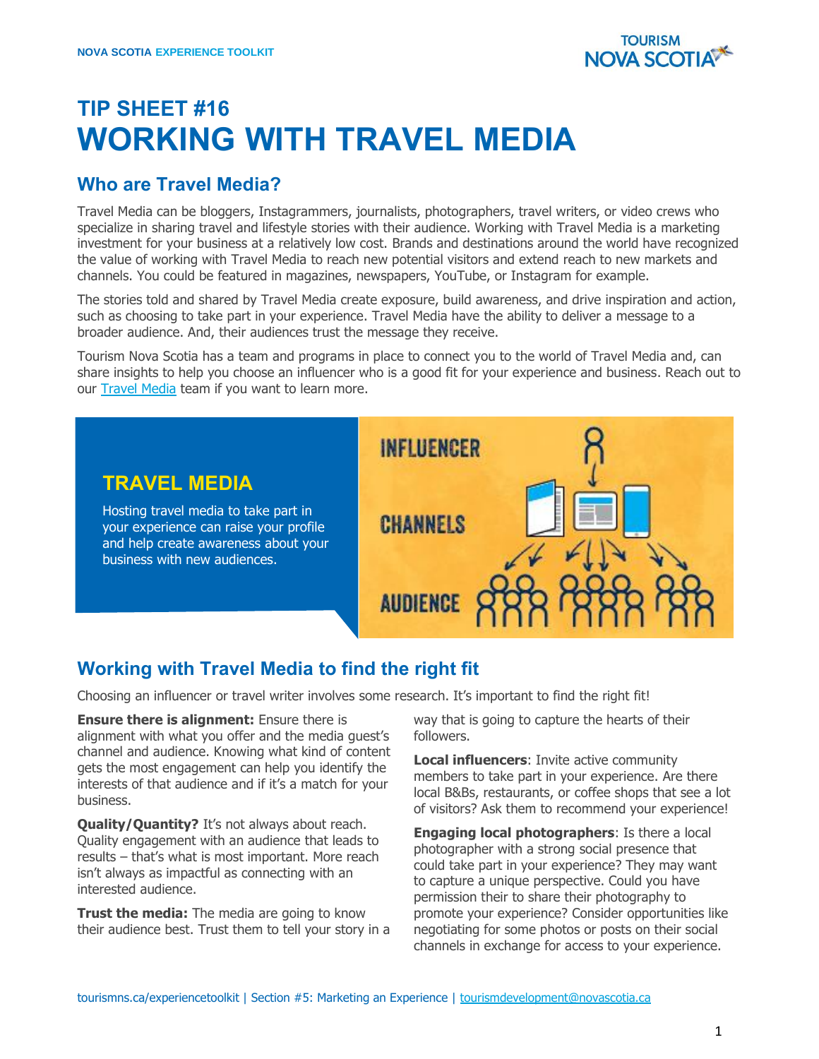# TIP SHEET #16
# WORKING WITH TRAVEL MEDIA

## Who are Travel Media?

Travel Media can be bloggers, Instagrammers, journalists, photographers, travel writers, or video crews who specialize in sharing travel and lifestyle stories with their audience. Working with Travel Media is a marketing investment for your business at a relatively low cost. Brands and destinations around the world have recognized the value of working with Travel Media to reach new potential visitors and extend reach to new markets and channels. You could be featured in magazines, newspapers, YouTube, or Instagram for example.

The stories told and shared by Travel Media create exposure, build awareness, and drive inspiration and action, such as choosing to take part in your experience. Travel Media have the ability to deliver a message to a broader audience. And, their audiences trust the message they receive.

Tourism Nova Scotia has a team and programs in place to connect you to the world of Travel Media and, can share insights to help you choose an influencer who is a good fit for your experience and business. Reach out to our Travel Media team if you want to learn more.

### TRAVEL MEDIA

Hosting travel media to take part in your experience can raise your profile and help create awareness about your business with new audiences.

INFLUENCER

CHANNELS

AUDIENCE

## Working with Travel Media to find the right fit

Choosing an influencer or travel writer involves some research. It's important to find the right fit!

**Ensure there is alignment:** Ensure there is alignment with what you offer and the media guest's channel and audience. Knowing what kind of content gets the most engagement can help you identify the interests of that audience and if it's a match for your business.

**Quality/Quantity?** It's not always about reach. Quality engagement with an audience that leads to results – that's what is most important. More reach isn't always as impactful as connecting with an interested audience.

**Trust the media:** The media are going to know their audience best. Trust them to tell your story in a way that is going to capture the hearts of their followers.

**Local influencers**: Invite active community members to take part in your experience. Are there local B&Bs, restaurants, or coffee shops that see a lot of visitors? Ask them to recommend your experience!

**Engaging local photographers**: Is there a local photographer with a strong social presence that could take part in your experience? They may want to capture a unique perspective. Could you have permission their to share their photography to promote your experience? Consider opportunities like negotiating for some photos or posts on their social channels in exchange for access to your experience.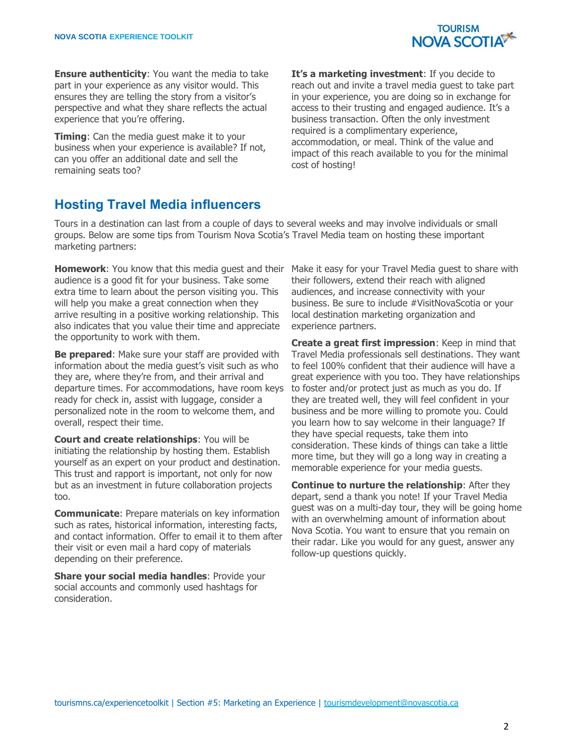**Ensure authenticity**: You want the media to take part in your experience as any visitor would. This ensures they are telling the story from a visitor's perspective and what they share reflects the actual experience that you're offering.

**Timing**: Can the media guest make it to your business when your experience is available? If not, can you offer an additional date and sell the remaining seats too?

**It's a marketing investment**: If you decide to reach out and invite a travel media guest to take part in your experience, you are doing so in exchange for access to their trusting and engaged audience. It's a business transaction. Often the only investment required is a complimentary experience, accommodation, or meal. Think of the value and impact of this reach available to you for the minimal cost of hosting!

## Hosting Travel Media influencers

Tours in a destination can last from a couple of days to several weeks and may involve individuals or small groups. Below are some tips from Tourism Nova Scotia's Travel Media team on hosting these important marketing partners:

**Homework**: You know that this media guest and their audience is a good fit for your business. Take some extra time to learn about the person visiting you. This will help you make a great connection when they arrive resulting in a positive working relationship. This also indicates that you value their time and appreciate the opportunity to work with them.

**Be prepared**: Make sure your staff are provided with information about the media guest's visit such as who they are, where they're from, and their arrival and departure times. For accommodations, have room keys ready for check in, assist with luggage, consider a personalized note in the room to welcome them, and overall, respect their time.

**Court and create relationships**: You will be initiating the relationship by hosting them. Establish yourself as an expert on your product and destination. This trust and rapport is important, not only for now but as an investment in future collaboration projects too.

**Communicate**: Prepare materials on key information such as rates, historical information, interesting facts, and contact information. Offer to email it to them after their visit or even mail a hard copy of materials depending on their preference.

**Share your social media handles**: Provide your social accounts and commonly used hashtags for consideration. Make it easy for your Travel Media guest to share with their followers, extend their reach with aligned audiences, and increase connectivity with your business. Be sure to include #VisitNovaScotia or your local destination marketing organization and experience partners.

**Create a great first impression**: Keep in mind that Travel Media professionals sell destinations. They want to feel 100% confident that their audience will have a great experience with you too. They have relationships to foster and/or protect just as much as you do. If they are treated well, they will feel confident in your business and be more willing to promote you. Could you learn how to say welcome in their language? If they have special requests, take them into consideration. These kinds of things can take a little more time, but they will go a long way in creating a memorable experience for your media guests.

**Continue to nurture the relationship**: After they depart, send a thank you note! If your Travel Media guest was on a multi-day tour, they will be going home with an overwhelming amount of information about Nova Scotia. You want to ensure that you remain on their radar. Like you would for any guest, answer any follow-up questions quickly.